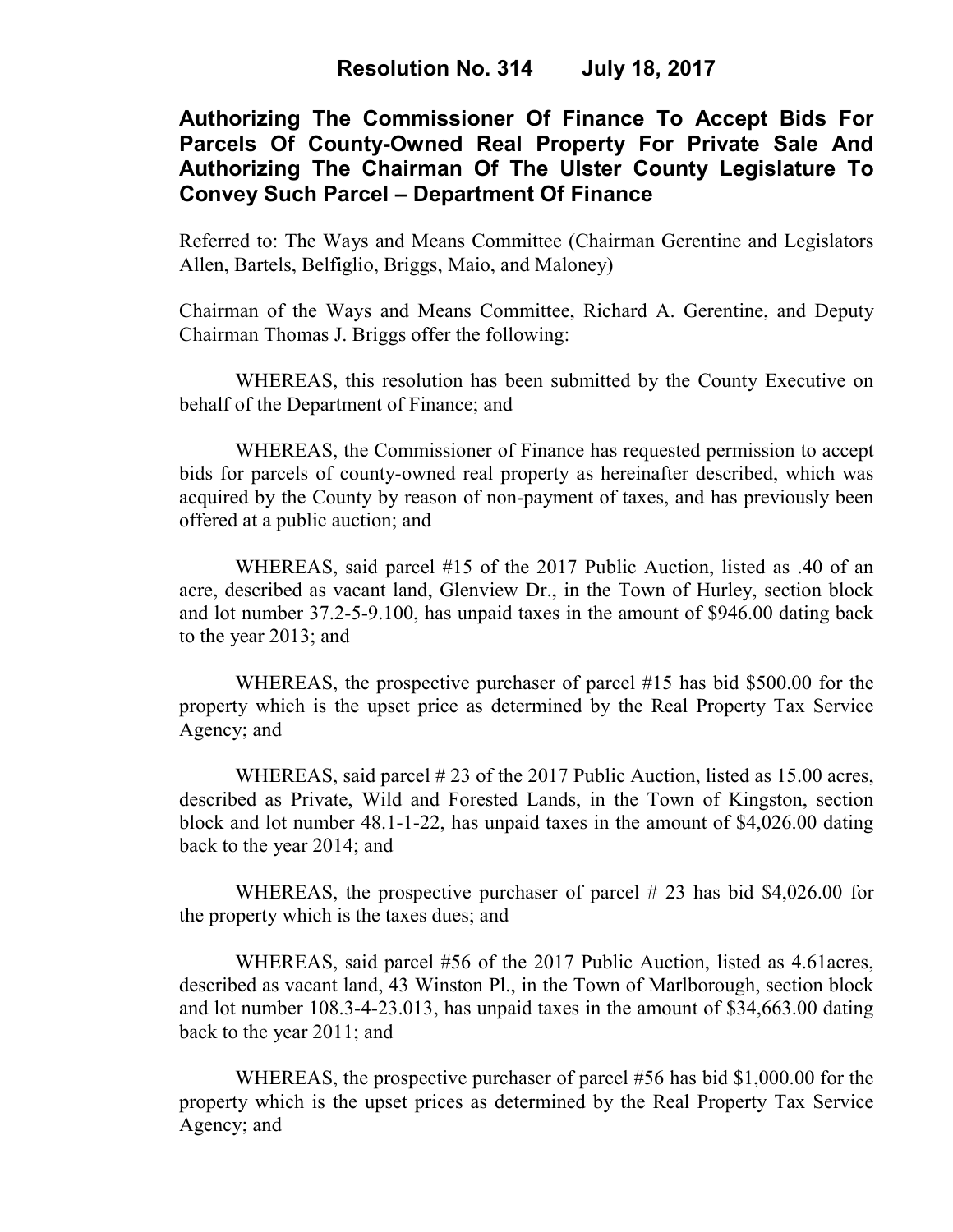# Resolution No. 314 July 18, 2017

## Authorizing The Commissioner Of Finance To Accept Bids For Parcels Of County-Owned Real Property For Private Sale And Authorizing The Chairman Of The Ulster County Legislature To Convey Such Parcel – Department Of Finance

Referred to: The Ways and Means Committee (Chairman Gerentine and Legislators Allen, Bartels, Belfiglio, Briggs, Maio, and Maloney)

Chairman of the Ways and Means Committee, Richard A. Gerentine, and Deputy Chairman Thomas J. Briggs offer the following:

WHEREAS, this resolution has been submitted by the County Executive on behalf of the Department of Finance; and

WHEREAS, the Commissioner of Finance has requested permission to accept bids for parcels of county-owned real property as hereinafter described, which was acquired by the County by reason of non-payment of taxes, and has previously been offered at a public auction; and

WHEREAS, said parcel #15 of the 2017 Public Auction, listed as .40 of an acre, described as vacant land, Glenview Dr., in the Town of Hurley, section block and lot number 37.2-5-9.100, has unpaid taxes in the amount of $946.00 dating back to the year 2013; and

WHEREAS, the prospective purchaser of parcel #15 has bid $500.00 for the property which is the upset price as determined by the Real Property Tax Service Agency; and

WHEREAS, said parcel # 23 of the 2017 Public Auction, listed as 15.00 acres, described as Private, Wild and Forested Lands, in the Town of Kingston, section block and lot number 48.1-1-22, has unpaid taxes in the amount of $4,026.00 dating back to the year 2014; and

WHEREAS, the prospective purchaser of parcel # 23 has bid $4,026.00 for the property which is the taxes dues; and

WHEREAS, said parcel #56 of the 2017 Public Auction, listed as 4.61acres, described as vacant land, 43 Winston Pl., in the Town of Marlborough, section block and lot number 108.3-4-23.013, has unpaid taxes in the amount of $34,663.00 dating back to the year 2011; and

WHEREAS, the prospective purchaser of parcel #56 has bid $1,000.00 for the property which is the upset prices as determined by the Real Property Tax Service Agency; and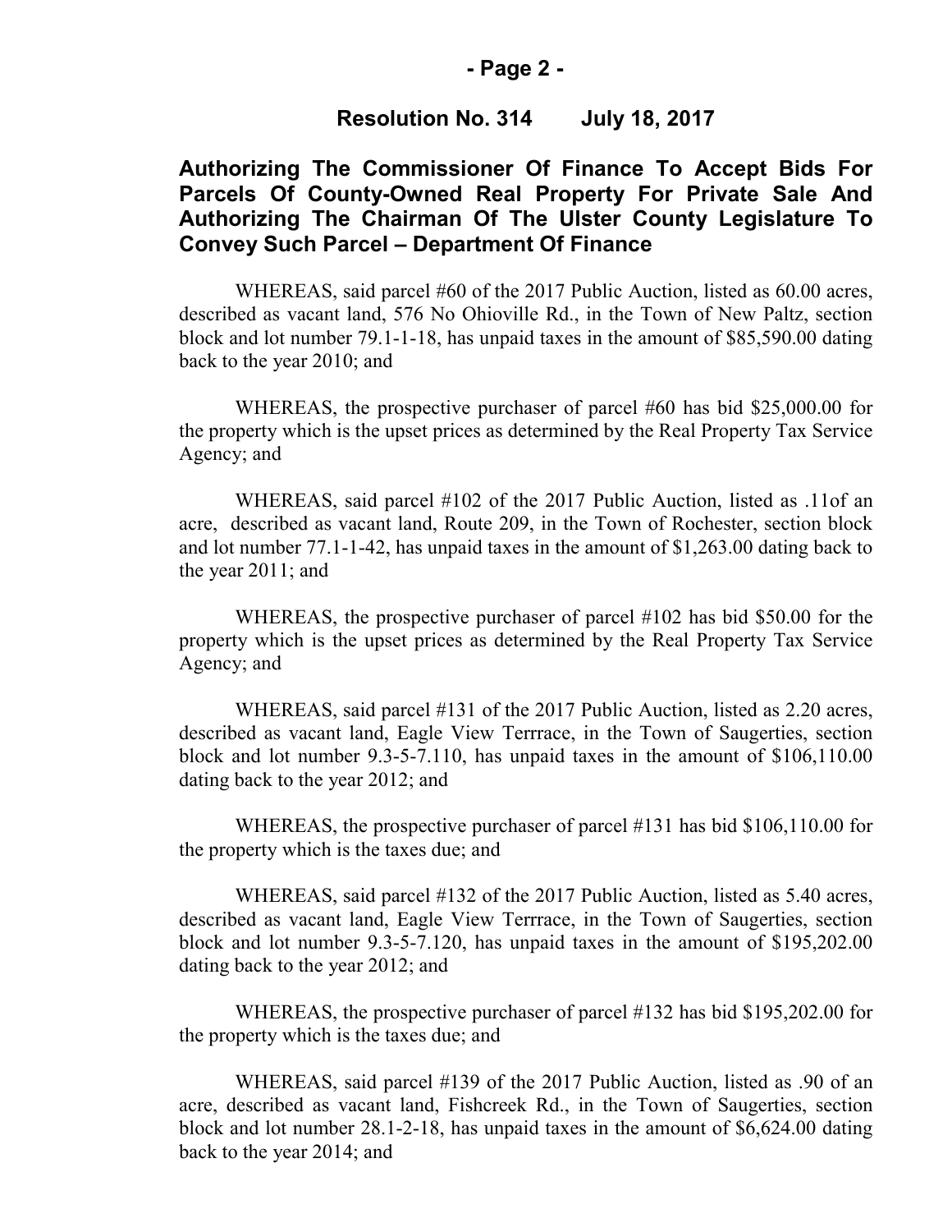**Resolution No. 314 July 18, 2017**

## Authorizing The Commissioner Of Finance To Accept Bids For Parcels Of County-Owned Real Property For Private Sale And Authorizing The Chairman Of The Ulster County Legislature To Convey Such Parcel – Department Of Finance

WHEREAS, said parcel #60 of the 2017 Public Auction, listed as 60.00 acres, described as vacant land, 576 No Ohioville Rd., in the Town of New Paltz, section block and lot number 79.1-1-18, has unpaid taxes in the amount of $85,590.00 dating back to the year 2010; and

WHEREAS, the prospective purchaser of parcel #60 has bid $25,000.00 for the property which is the upset prices as determined by the Real Property Tax Service Agency; and

WHEREAS, said parcel #102 of the 2017 Public Auction, listed as .11of an acre, described as vacant land, Route 209, in the Town of Rochester, section block and lot number 77.1-1-42, has unpaid taxes in the amount of $1,263.00 dating back to the year 2011; and

WHEREAS, the prospective purchaser of parcel #102 has bid $50.00 for the property which is the upset prices as determined by the Real Property Tax Service Agency; and

WHEREAS, said parcel #131 of the 2017 Public Auction, listed as 2.20 acres, described as vacant land, Eagle View Terrrace, in the Town of Saugerties, section block and lot number 9.3-5-7.110, has unpaid taxes in the amount of $106,110.00 dating back to the year 2012; and

WHEREAS, the prospective purchaser of parcel #131 has bid $106,110.00 for the property which is the taxes due; and

WHEREAS, said parcel #132 of the 2017 Public Auction, listed as 5.40 acres, described as vacant land, Eagle View Terrrace, in the Town of Saugerties, section block and lot number 9.3-5-7.120, has unpaid taxes in the amount of $195,202.00 dating back to the year 2012; and

WHEREAS, the prospective purchaser of parcel #132 has bid $195,202.00 for the property which is the taxes due; and

WHEREAS, said parcel #139 of the 2017 Public Auction, listed as .90 of an acre, described as vacant land, Fishcreek Rd., in the Town of Saugerties, section block and lot number 28.1-2-18, has unpaid taxes in the amount of $6,624.00 dating back to the year 2014; and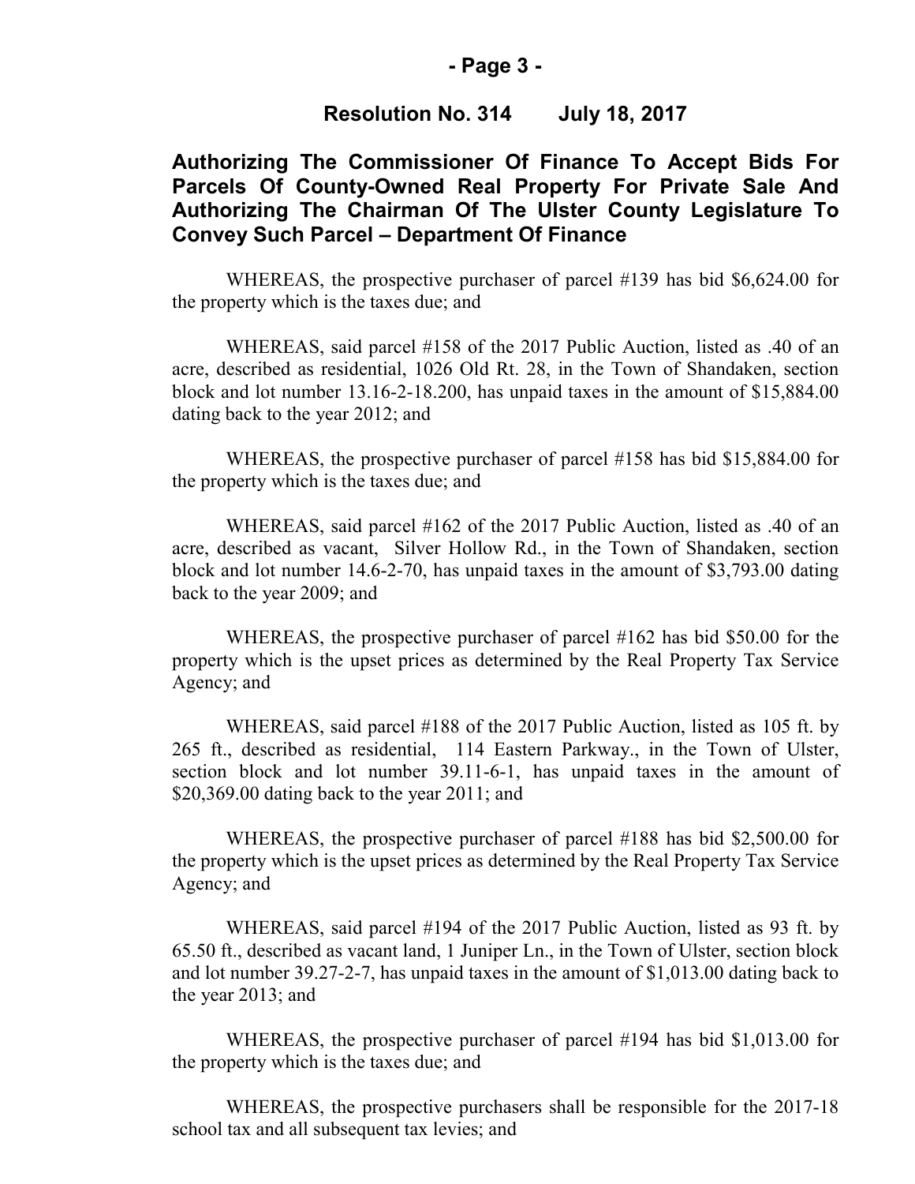**Resolution No. 314 July 18, 2017**

**Authorizing The Commissioner Of Finance To Accept Bids For Parcels Of County-Owned Real Property For Private Sale And Authorizing The Chairman Of The Ulster County Legislature To Convey Such Parcel – Department Of Finance**

WHEREAS, the prospective purchaser of parcel #139 has bid $6,624.00 for the property which is the taxes due; and

WHEREAS, said parcel #158 of the 2017 Public Auction, listed as .40 of an acre, described as residential, 1026 Old Rt. 28, in the Town of Shandaken, section block and lot number 13.16-2-18.200, has unpaid taxes in the amount of $15,884.00 dating back to the year 2012; and

WHEREAS, the prospective purchaser of parcel #158 has bid $15,884.00 for the property which is the taxes due; and

WHEREAS, said parcel #162 of the 2017 Public Auction, listed as .40 of an acre, described as vacant, Silver Hollow Rd., in the Town of Shandaken, section block and lot number 14.6-2-70, has unpaid taxes in the amount of $3,793.00 dating back to the year 2009; and

WHEREAS, the prospective purchaser of parcel #162 has bid $50.00 for the property which is the upset prices as determined by the Real Property Tax Service Agency; and

WHEREAS, said parcel #188 of the 2017 Public Auction, listed as 105 ft. by 265 ft., described as residential, 114 Eastern Parkway., in the Town of Ulster, section block and lot number 39.11-6-1, has unpaid taxes in the amount of $20,369.00 dating back to the year 2011; and

WHEREAS, the prospective purchaser of parcel #188 has bid $2,500.00 for the property which is the upset prices as determined by the Real Property Tax Service Agency; and

WHEREAS, said parcel #194 of the 2017 Public Auction, listed as 93 ft. by 65.50 ft., described as vacant land, 1 Juniper Ln., in the Town of Ulster, section block and lot number 39.27-2-7, has unpaid taxes in the amount of $1,013.00 dating back to the year 2013; and

WHEREAS, the prospective purchaser of parcel #194 has bid $1,013.00 for the property which is the taxes due; and

WHEREAS, the prospective purchasers shall be responsible for the 2017-18 school tax and all subsequent tax levies; and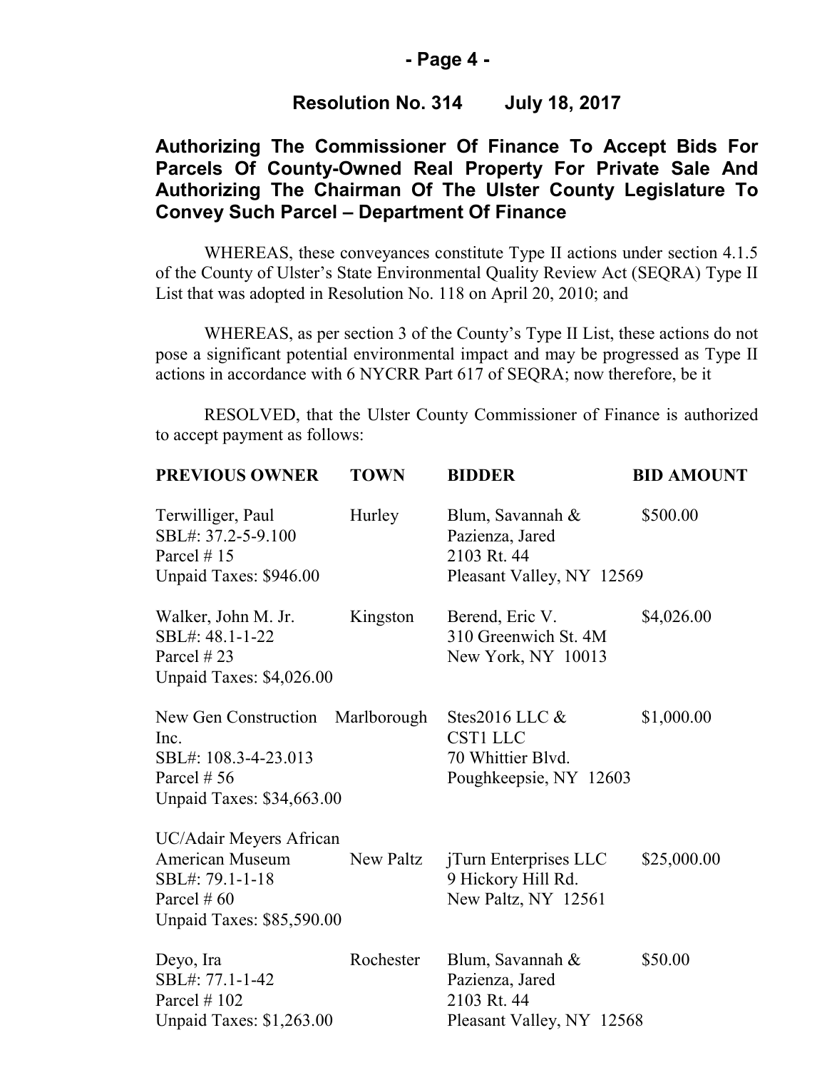## Resolution No. 314 July 18, 2017

## Authorizing The Commissioner Of Finance To Accept Bids For Parcels Of County-Owned Real Property For Private Sale And Authorizing The Chairman Of The Ulster County Legislature To Convey Such Parcel – Department Of Finance

WHEREAS, these conveyances constitute Type II actions under section 4.1.5 of the County of Ulster's State Environmental Quality Review Act (SEQRA) Type II List that was adopted in Resolution No. 118 on April 20, 2010; and

WHEREAS, as per section 3 of the County's Type II List, these actions do not pose a significant potential environmental impact and may be progressed as Type II actions in accordance with 6 NYCRR Part 617 of SEQRA; now therefore, be it

RESOLVED, that the Ulster County Commissioner of Finance is authorized to accept payment as follows:

| PREVIOUS OWNER | TOWN | BIDDER | BID AMOUNT |
|---|---|---|---|
| Terwilliger, Paul<br>SBL#: 37.2-5-9.100<br>Parcel # 15<br>Unpaid Taxes: $946.00 | Hurley | Blum, Savannah &<br>Pazienza, Jared<br>2103 Rt. 44<br>Pleasant Valley, NY 12569 | $500.00 |
| Walker, John M. Jr.<br>SBL#: 48.1-1-22<br>Parcel # 23<br>Unpaid Taxes: $4,026.00 | Kingston | Berend, Eric V.<br>310 Greenwich St. 4M<br>New York, NY 10013 | $4,026.00 |
| New Gen Construction Inc.<br>SBL#: 108.3-4-23.013<br>Parcel # 56<br>Unpaid Taxes: $34,663.00 | Marlborough | Stes2016 LLC &<br>CST1 LLC<br>70 Whittier Blvd.<br>Poughkeepsie, NY 12603 | $1,000.00 |
| UC/Adair Meyers African American Museum<br>SBL#: 79.1-1-18<br>Parcel # 60<br>Unpaid Taxes: $85,590.00 | New Paltz | jTurn Enterprises LLC<br>9 Hickory Hill Rd.<br>New Paltz, NY 12561 | $25,000.00 |
| Deyo, Ira<br>SBL#: 77.1-1-42<br>Parcel # 102<br>Unpaid Taxes: $1,263.00 | Rochester | Blum, Savannah &<br>Pazienza, Jared<br>2103 Rt. 44<br>Pleasant Valley, NY 12568 | $50.00 |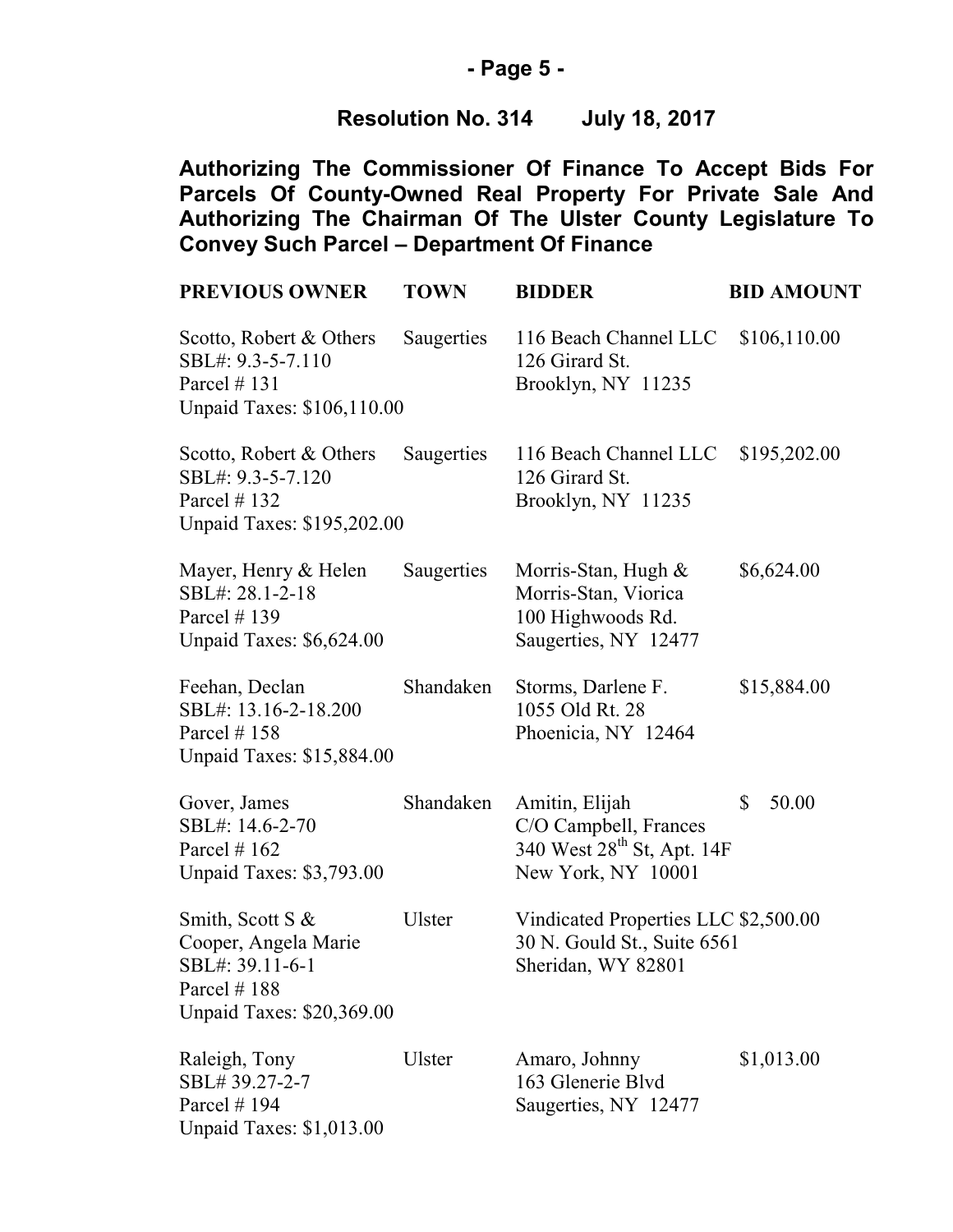**Resolution No. 314 July 18, 2017**

**Authorizing The Commissioner Of Finance To Accept Bids For Parcels Of County-Owned Real Property For Private Sale And Authorizing The Chairman Of The Ulster County Legislature To Convey Such Parcel – Department Of Finance**

| PREVIOUS OWNER | TOWN | BIDDER | BID AMOUNT |
|---|---|---|---|
| Scotto, Robert & Others<br>SBL#: 9.3-5-7.110<br>Parcel # 131<br>Unpaid Taxes: $106,110.00 | Saugerties | 116 Beach Channel LLC<br>126 Girard St.<br>Brooklyn, NY 11235 | $106,110.00 |
| Scotto, Robert & Others<br>SBL#: 9.3-5-7.120<br>Parcel # 132<br>Unpaid Taxes: $195,202.00 | Saugerties | 116 Beach Channel LLC<br>126 Girard St.<br>Brooklyn, NY 11235 | $195,202.00 |
| Mayer, Henry & Helen<br>SBL#: 28.1-2-18<br>Parcel # 139<br>Unpaid Taxes: $6,624.00 | Saugerties | Morris-Stan, Hugh &<br>Morris-Stan, Viorica<br>100 Highwoods Rd.<br>Saugerties, NY 12477 | $6,624.00 |
| Feehan, Declan<br>SBL#: 13.16-2-18.200<br>Parcel # 158<br>Unpaid Taxes: $15,884.00 | Shandaken | Storms, Darlene F.<br>1055 Old Rt. 28<br>Phoenicia, NY 12464 | $15,884.00 |
| Gover, James<br>SBL#: 14.6-2-70<br>Parcel # 162<br>Unpaid Taxes: $3,793.00 | Shandaken | Amitin, Elijah<br>C/O Campbell, Frances<br>340 West 28th St, Apt. 14F<br>New York, NY 10001 | $ 50.00 |
| Smith, Scott S &<br>Cooper, Angela Marie<br>SBL#: 39.11-6-1<br>Parcel # 188<br>Unpaid Taxes: $20,369.00 | Ulster | Vindicated Properties LLC<br>30 N. Gould St., Suite 6561<br>Sheridan, WY 82801 | $2,500.00 |
| Raleigh, Tony<br>SBL# 39.27-2-7<br>Parcel # 194<br>Unpaid Taxes: $1,013.00 | Ulster | Amaro, Johnny<br>163 Glenerie Blvd<br>Saugerties, NY 12477 | $1,013.00 |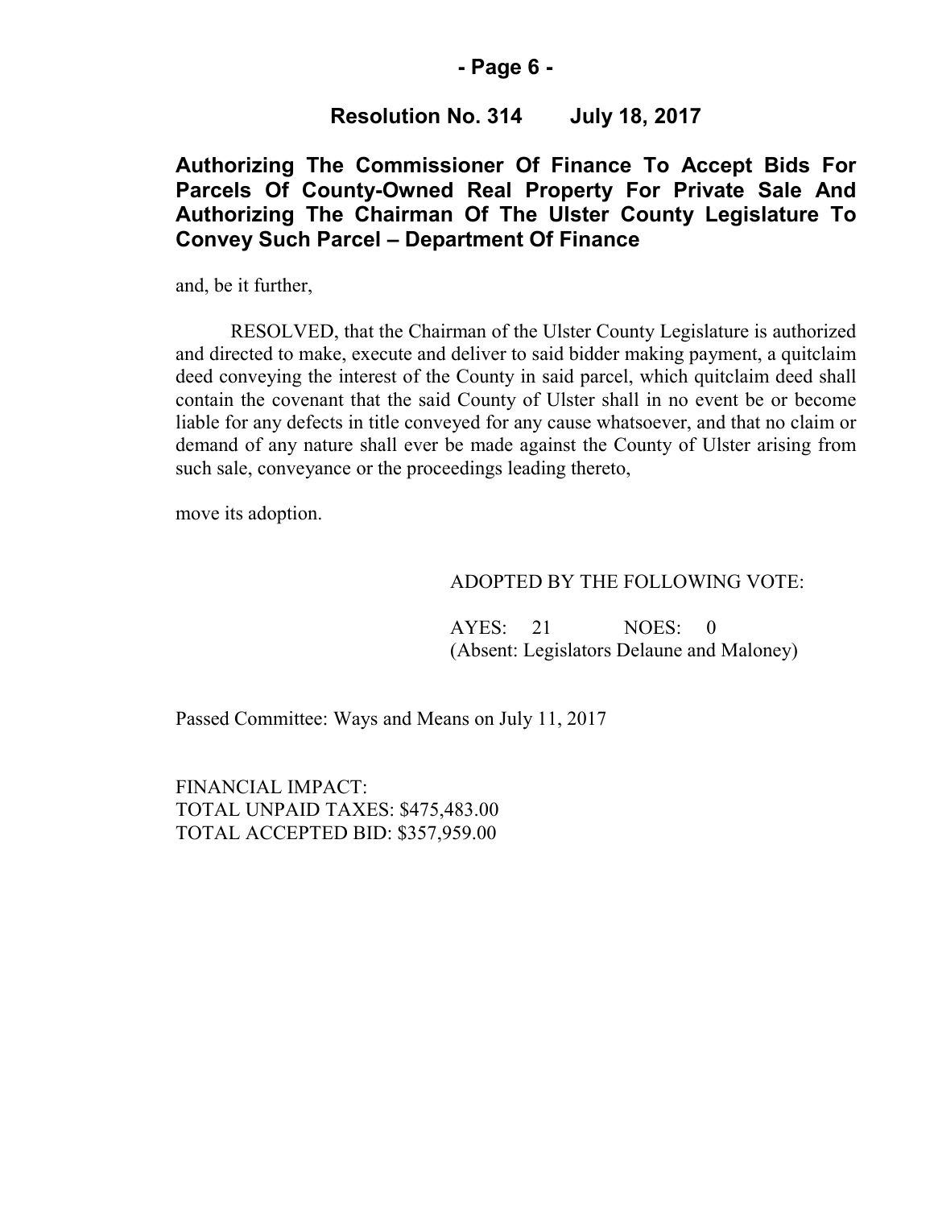**Resolution No. 314 July 18, 2017**

**Authorizing The Commissioner Of Finance To Accept Bids For Parcels Of County-Owned Real Property For Private Sale And Authorizing The Chairman Of The Ulster County Legislature To Convey Such Parcel – Department Of Finance**

and, be it further,

RESOLVED, that the Chairman of the Ulster County Legislature is authorized and directed to make, execute and deliver to said bidder making payment, a quitclaim deed conveying the interest of the County in said parcel, which quitclaim deed shall contain the covenant that the said County of Ulster shall in no event be or become liable for any defects in title conveyed for any cause whatsoever, and that no claim or demand of any nature shall ever be made against the County of Ulster arising from such sale, conveyance or the proceedings leading thereto,

move its adoption.

ADOPTED BY THE FOLLOWING VOTE:

AYES: 21 NOES: 0
(Absent: Legislators Delaune and Maloney)

Passed Committee: Ways and Means on July 11, 2017

FINANCIAL IMPACT:
TOTAL UNPAID TAXES: $475,483.00
TOTAL ACCEPTED BID: $357,959.00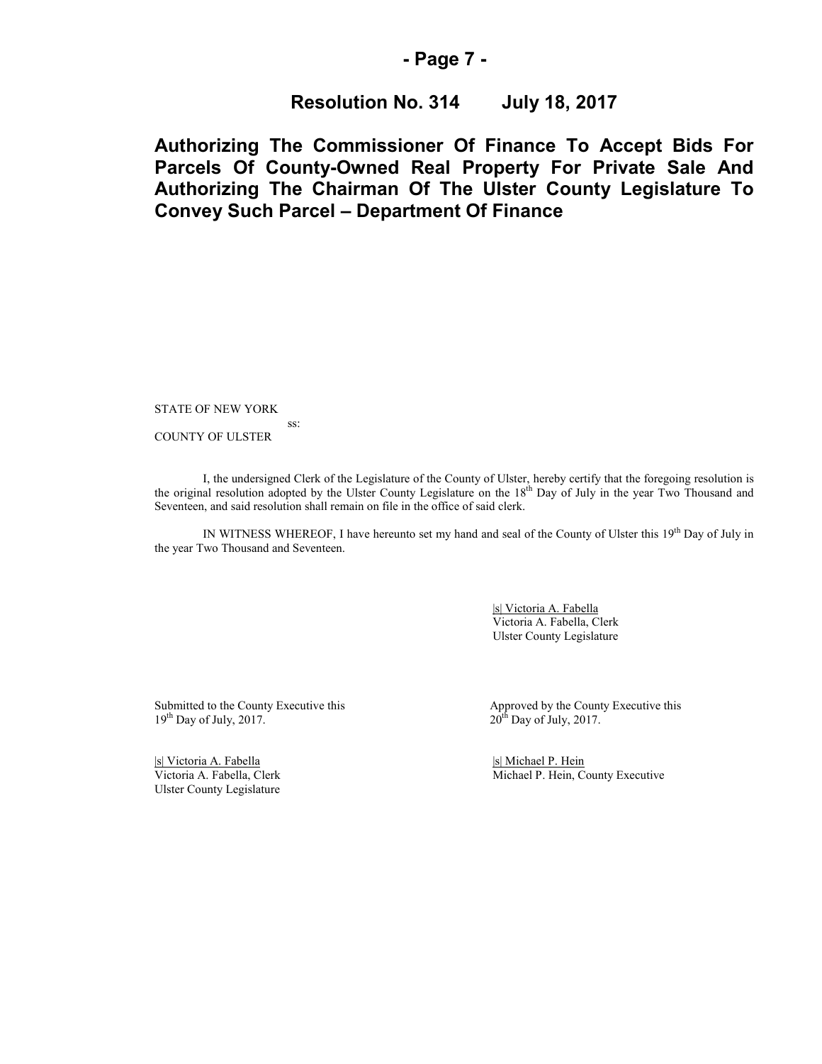## Resolution No. 314 July 18, 2017

# Authorizing The Commissioner Of Finance To Accept Bids For Parcels Of County-Owned Real Property For Private Sale And Authorizing The Chairman Of The Ulster County Legislature To Convey Such Parcel – Department Of Finance

STATE OF NEW YORK
ss:
COUNTY OF ULSTER

I, the undersigned Clerk of the Legislature of the County of Ulster, hereby certify that the foregoing resolution is the original resolution adopted by the Ulster County Legislature on the 18th Day of July in the year Two Thousand and Seventeen, and said resolution shall remain on file in the office of said clerk.

IN WITNESS WHEREOF, I have hereunto set my hand and seal of the County of Ulster this 19th Day of July in the year Two Thousand and Seventeen.

|s| Victoria A. Fabella
Victoria A. Fabella, Clerk
Ulster County Legislature

Submitted to the County Executive this 19th Day of July, 2017.

|s| Victoria A. Fabella
Victoria A. Fabella, Clerk
Ulster County Legislature

Approved by the County Executive this 20th Day of July, 2017.

|s| Michael P. Hein
Michael P. Hein, County Executive